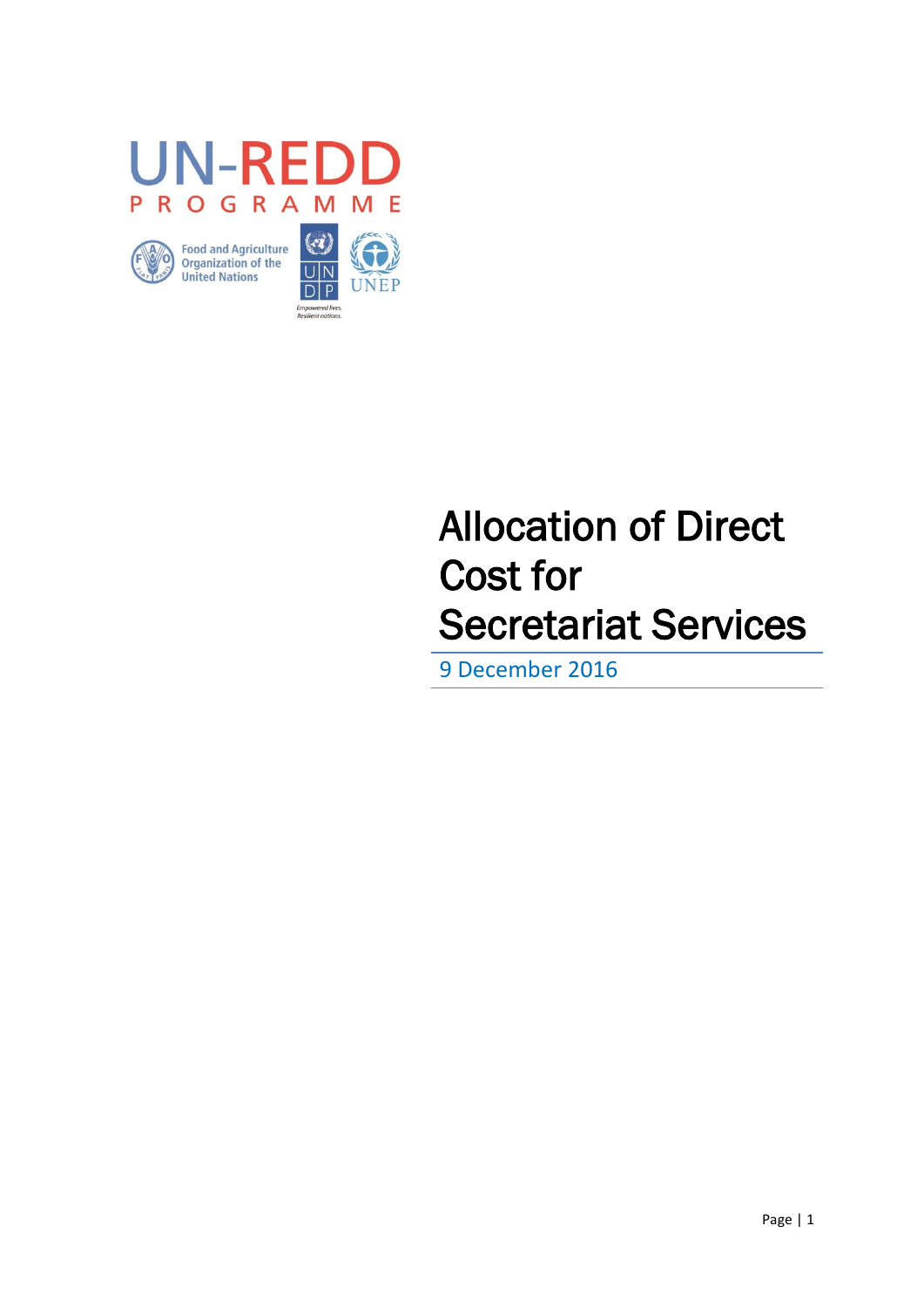UN-REDD PROGRAMME

Food and Agriculture Organization of the United Nations

UNDP — Empowered lives. Resilient nations.

UNEP

# Allocation of Direct Cost for Secretariat Services

9 December 2016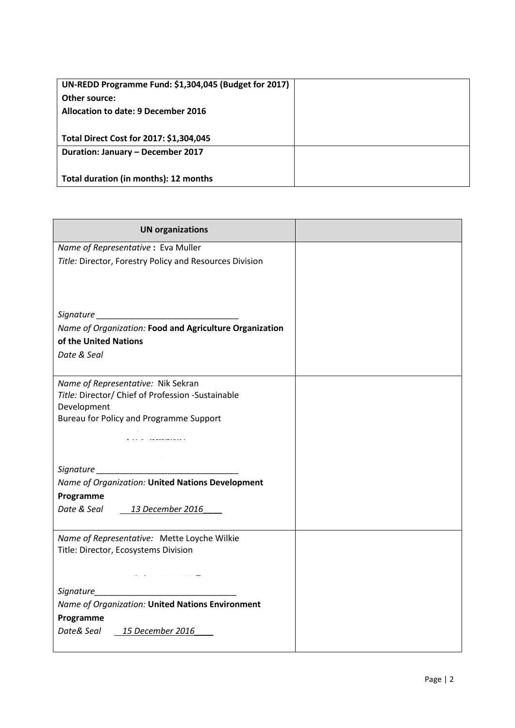| **UN-REDD Programme Fund: $1,304,045 (Budget for 2017)**<br>**Other source:**<br>**Allocation to date: 9 December 2016**<br><br>**Total Direct Cost for 2017: $1,304,045** | |
|---|---|
| **Duration: January – December 2017**<br><br>**Total duration (in months): 12 months** | |

| **UN organizations** | |
|---|---|
| *Name of Representative* **:** Eva Muller<br>*Title:* Director, Forestry Policy and Resources Division<br><br><br><br>*Signature* ______________________________<br>*Name of Organization:* **Food and Agriculture Organization of the United Nations**<br>*Date & Seal* | |
| *Name of Representative:* Nik Sekran<br>*Title:* Director/ Chief of Profession -Sustainable Development<br>Bureau for Policy and Programme Support<br><br><br>*Signature* ______________________________<br>*Name of Organization:* **United Nations Development Programme**<br>*Date & Seal* 13 December 2016 | |
| *Name of Representative:* Mette Loyche Wilkie<br>Title: Director, Ecosystems Division<br><br><br>*Signature*______________________________<br>*Name of Organization:* **United Nations Environment Programme**<br>*Date& Seal* 15 December 2016 | |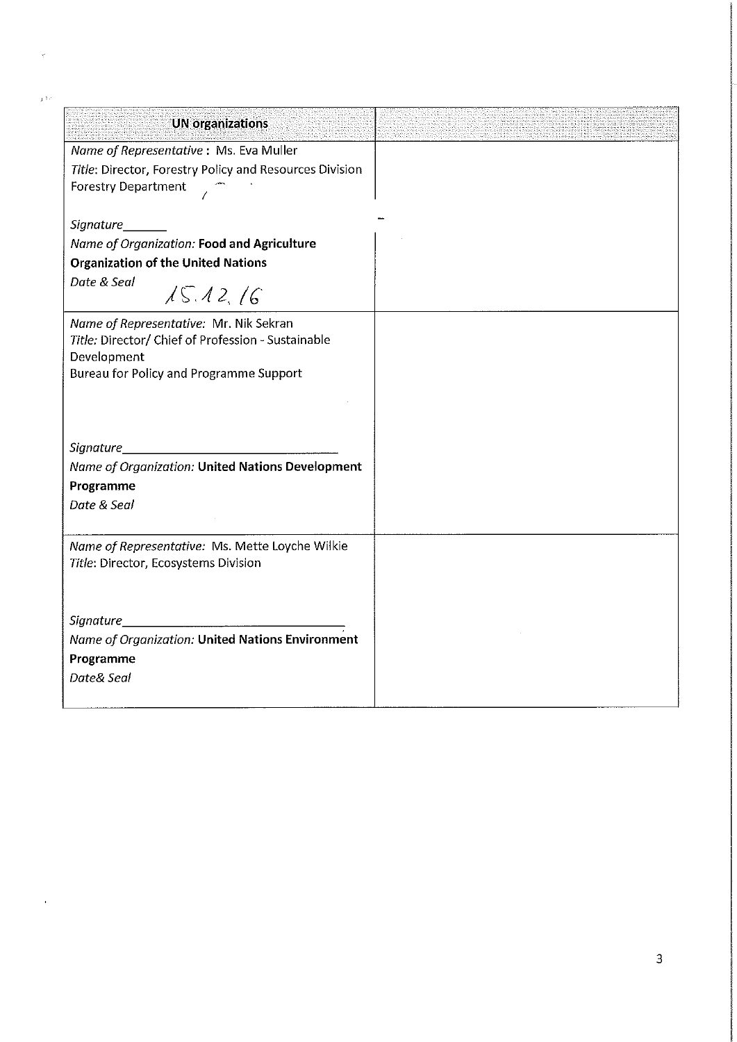| UN organizations | |
|---|---|
| *Name of Representative* : Ms. Eva Muller<br>*Title*: Director, Forestry Policy and Resources Division<br>Forestry Department<br><br>*Signature*\_\_\_\_\_\_\_<br>*Name of Organization:* **Food and Agriculture Organization of the United Nations**<br>*Date & Seal* 15.12.16 | |
| *Name of Representative:* Mr. Nik Sekran<br>*Title:* Director/ Chief of Profession - Sustainable Development<br>Bureau for Policy and Programme Support<br><br>*Signature*\_\_\_\_\_\_\_\_\_\_\_\_\_\_\_\_\_\_\_\_\_\_\_\_\_\_\_\_\_\_\_\_<br>*Name of Organization:* **United Nations Development Programme**<br>*Date & Seal* | |
| *Name of Representative:* Ms. Mette Loyche Wilkie<br>*Title*: Director, Ecosystems Division<br><br>*Signature*\_\_\_\_\_\_\_\_\_\_\_\_\_\_\_\_\_\_\_\_\_\_\_\_\_\_\_\_\_\_\_\_<br>*Name of Organization:* **United Nations Environment Programme**<br>*Date& Seal* | |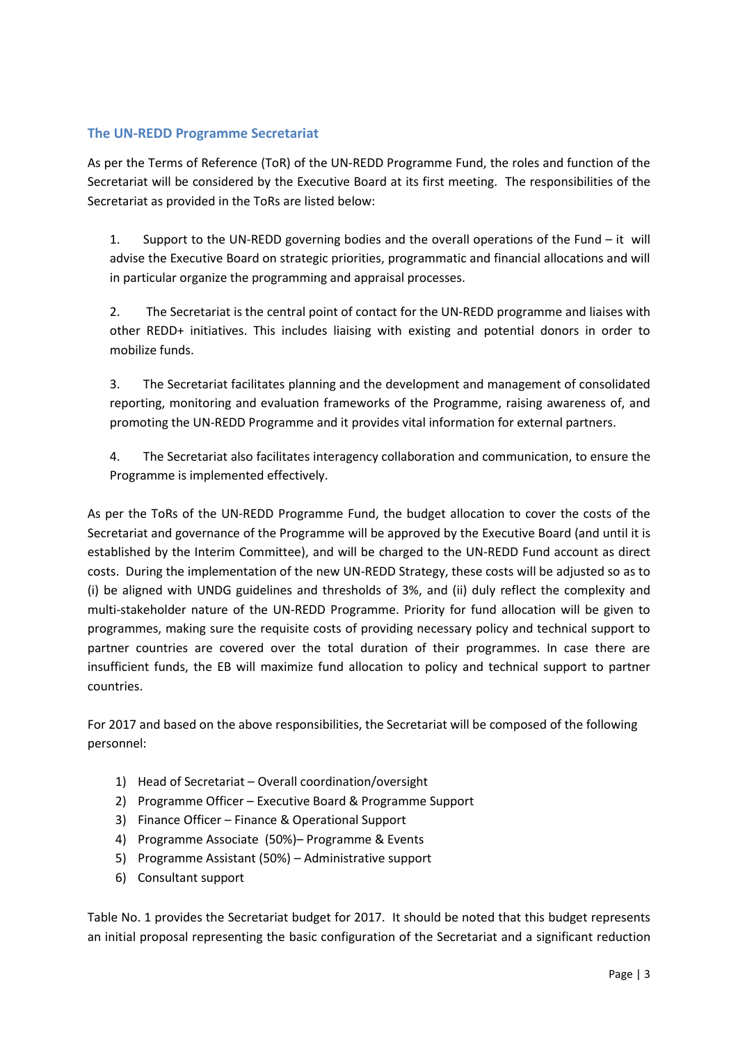## The UN-REDD Programme Secretariat

As per the Terms of Reference (ToR) of the UN-REDD Programme Fund, the roles and function of the Secretariat will be considered by the Executive Board at its first meeting. The responsibilities of the Secretariat as provided in the ToRs are listed below:

1. Support to the UN-REDD governing bodies and the overall operations of the Fund – it will advise the Executive Board on strategic priorities, programmatic and financial allocations and will in particular organize the programming and appraisal processes.

2. The Secretariat is the central point of contact for the UN-REDD programme and liaises with other REDD+ initiatives. This includes liaising with existing and potential donors in order to mobilize funds.

3. The Secretariat facilitates planning and the development and management of consolidated reporting, monitoring and evaluation frameworks of the Programme, raising awareness of, and promoting the UN-REDD Programme and it provides vital information for external partners.

4. The Secretariat also facilitates interagency collaboration and communication, to ensure the Programme is implemented effectively.

As per the ToRs of the UN-REDD Programme Fund, the budget allocation to cover the costs of the Secretariat and governance of the Programme will be approved by the Executive Board (and until it is established by the Interim Committee), and will be charged to the UN-REDD Fund account as direct costs. During the implementation of the new UN-REDD Strategy, these costs will be adjusted so as to (i) be aligned with UNDG guidelines and thresholds of 3%, and (ii) duly reflect the complexity and multi-stakeholder nature of the UN-REDD Programme. Priority for fund allocation will be given to programmes, making sure the requisite costs of providing necessary policy and technical support to partner countries are covered over the total duration of their programmes. In case there are insufficient funds, the EB will maximize fund allocation to policy and technical support to partner countries.

For 2017 and based on the above responsibilities, the Secretariat will be composed of the following personnel:

1) Head of Secretariat – Overall coordination/oversight
2) Programme Officer – Executive Board & Programme Support
3) Finance Officer – Finance & Operational Support
4) Programme Associate (50%)– Programme & Events
5) Programme Assistant (50%) – Administrative support
6) Consultant support

Table No. 1 provides the Secretariat budget for 2017. It should be noted that this budget represents an initial proposal representing the basic configuration of the Secretariat and a significant reduction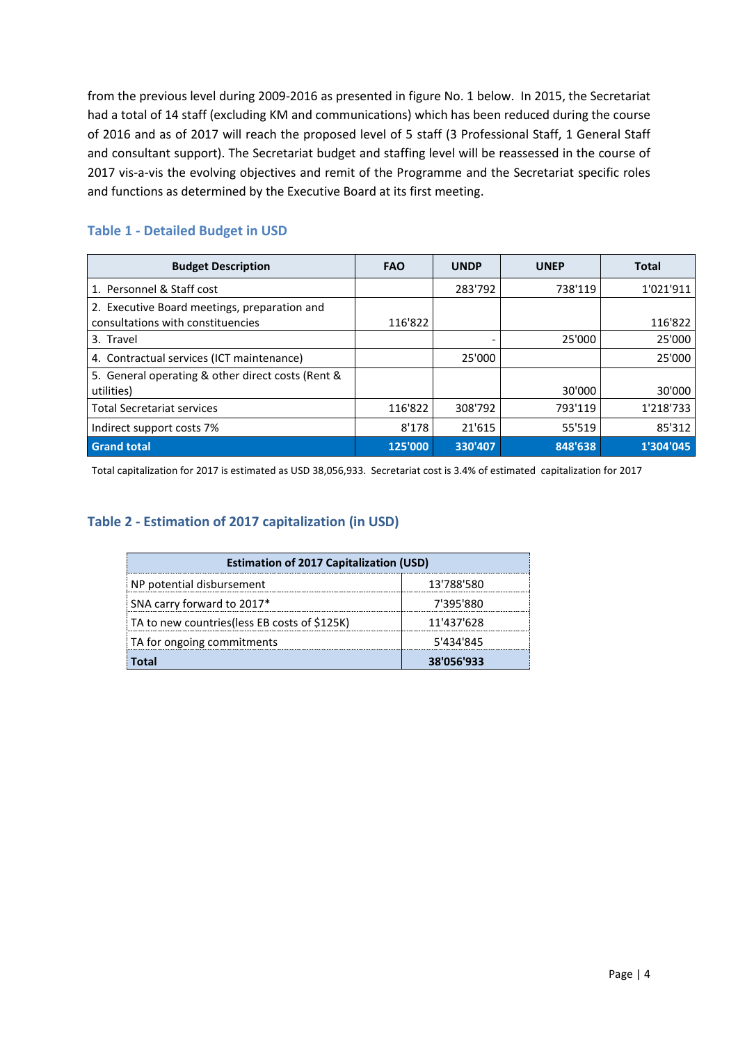from the previous level during 2009-2016 as presented in figure No. 1 below. In 2015, the Secretariat had a total of 14 staff (excluding KM and communications) which has been reduced during the course of 2016 and as of 2017 will reach the proposed level of 5 staff (3 Professional Staff, 1 General Staff and consultant support). The Secretariat budget and staffing level will be reassessed in the course of 2017 vis-a-vis the evolving objectives and remit of the Programme and the Secretariat specific roles and functions as determined by the Executive Board at its first meeting.

### Table 1 - Detailed Budget in USD

| Budget Description | FAO | UNDP | UNEP | Total |
|---|---|---|---|---|
| 1. Personnel & Staff cost | | 283'792 | 738'119 | 1'021'911 |
| 2. Executive Board meetings, preparation and consultations with constituencies | 116'822 | | | 116'822 |
| 3. Travel | | - | 25'000 | 25'000 |
| 4. Contractual services (ICT maintenance) | | 25'000 | | 25'000 |
| 5. General operating & other direct costs (Rent & utilities) | | | 30'000 | 30'000 |
| Total Secretariat services | 116'822 | 308'792 | 793'119 | 1'218'733 |
| Indirect support costs 7% | 8'178 | 21'615 | 55'519 | 85'312 |
| **Grand total** | **125'000** | **330'407** | **848'638** | **1'304'045** |

Total capitalization for 2017 is estimated as USD 38,056,933. Secretariat cost is 3.4% of estimated capitalization for 2017

### Table 2 - Estimation of 2017 capitalization (in USD)

| Estimation of 2017 Capitalization (USD) | |
|---|---|
| NP potential disbursement | 13'788'580 |
| SNA carry forward to 2017* | 7'395'880 |
| TA to new countries(less EB costs of $125K) | 11'437'628 |
| TA for ongoing commitments | 5'434'845 |
| **Total** | **38'056'933** |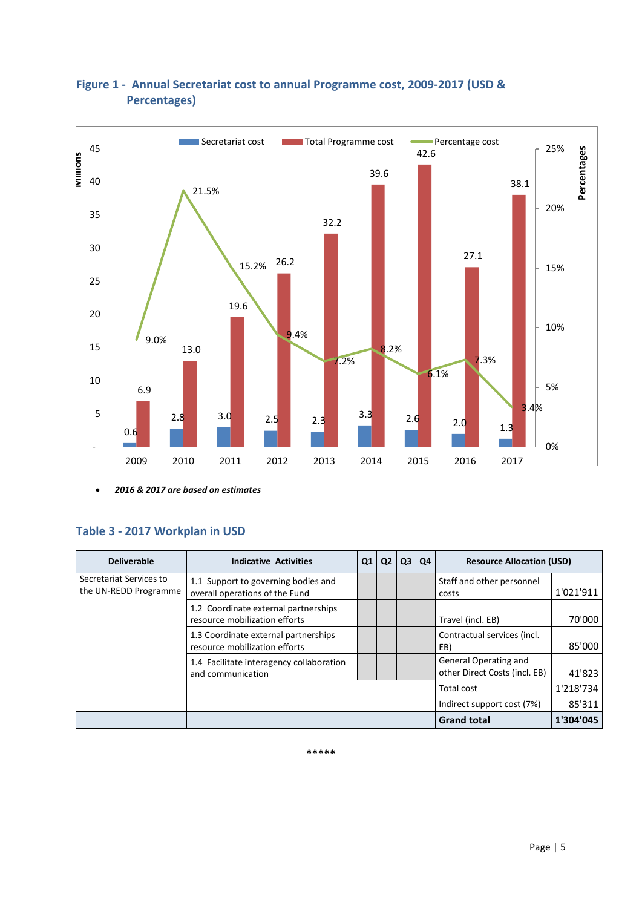## Figure 1 - Annual Secretariat cost to annual Programme cost, 2009-2017 (USD & Percentages)

Millions

Percentages

Secretariat cost
Total Programme cost
Percentage cost

45
40
35
30
25
20
15
10
5
-

25%
20%
15%
10%
5%
0%

2009 2010 2011 2012 2013 2014 2015 2016 2017

6.9 13.0 19.6 26.2 32.2 39.6 42.6 27.1 38.1

0.6 2.8 3.0 2.5 2.3 3.3 2.6 2.0 1.3

9.0% 21.5% 15.2% 9.4% 7.2% 8.2% 6.1% 7.3% 3.4%

- ***2016 & 2017 are based on estimates***

## Table 3 - 2017 Workplan in USD

| Deliverable | Indicative Activities | Q1 | Q2 | Q3 | Q4 | Resource Allocation (USD) | |
|---|---|---|---|---|---|---|---|
| Secretariat Services to the UN-REDD Programme | 1.1 Support to governing bodies and overall operations of the Fund | | | | | Staff and other personnel costs | 1'021'911 |
| | 1.2 Coordinate external partnerships resource mobilization efforts | | | | | Travel (incl. EB) | 70'000 |
| | 1.3 Coordinate external partnerships resource mobilization efforts | | | | | Contractual services (incl. EB) | 85'000 |
| | 1.4 Facilitate interagency collaboration and communication | | | | | General Operating and other Direct Costs (incl. EB) | 41'823 |
| | | | | | | Total cost | 1'218'734 |
| | | | | | | Indirect support cost (7%) | 85'311 |
| | | | | | | **Grand total** | **1'304'045** |

*****